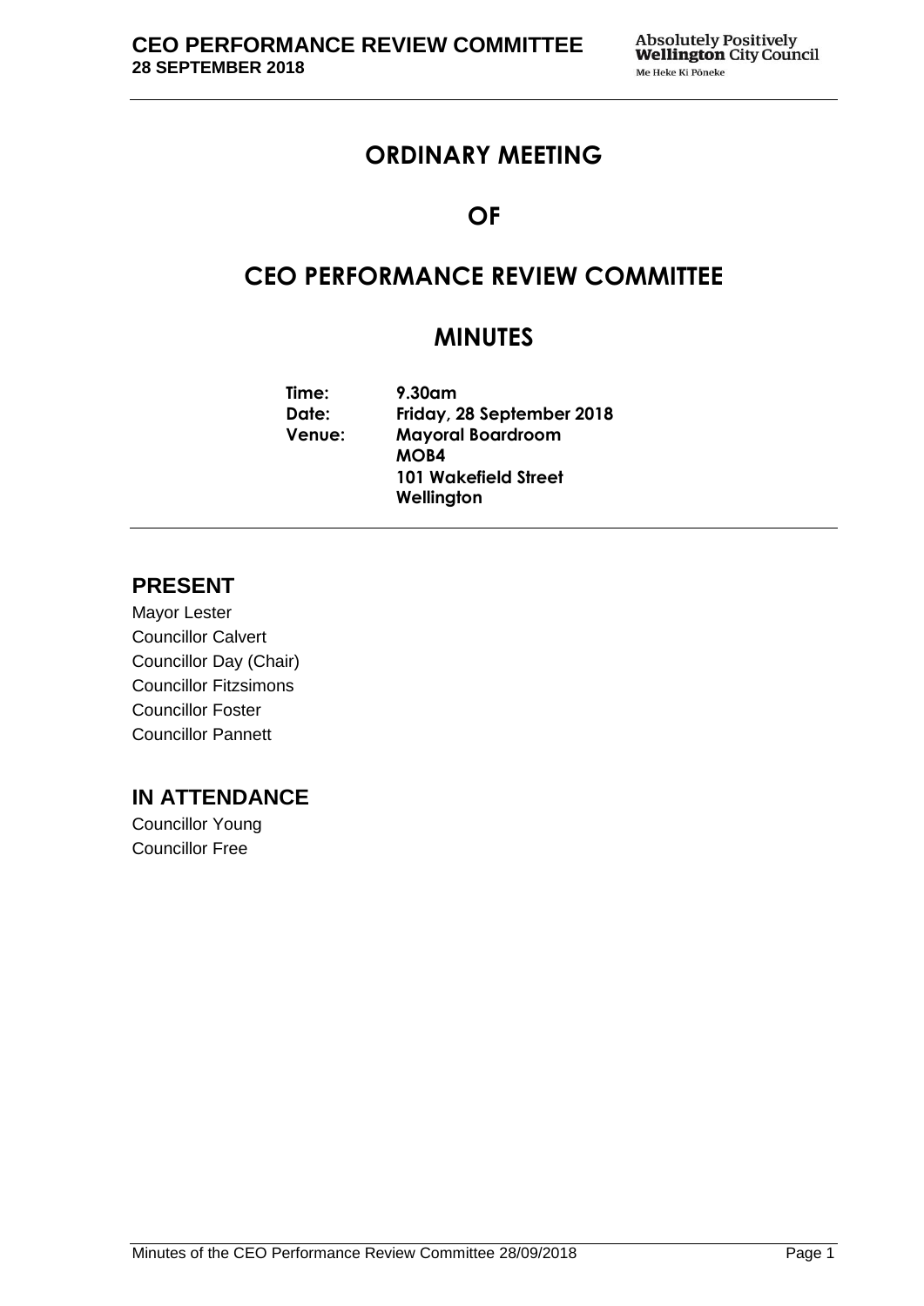# ORDINARY MEETING

# OF

# CEO PERFORMANCE REVIEW COMMITTEE

# MINUTES

**Time:** 9.30am
**Date:** Friday, 28 September 2018
**Venue:** Mayoral Boardroom
MOB4
101 Wakefield Street
Wellington

## PRESENT

Mayor Lester
Councillor Calvert
Councillor Day (Chair)
Councillor Fitzsimons
Councillor Foster
Councillor Pannett

## IN ATTENDANCE

Councillor Young
Councillor Free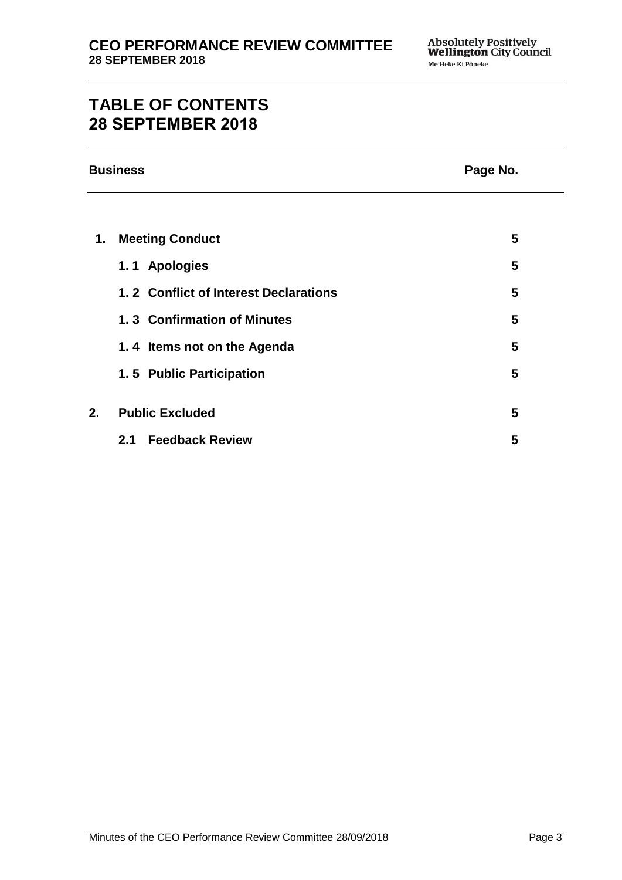# TABLE OF CONTENTS
# 28 SEPTEMBER 2018

| Business | Page No. |
|---|---|
| **1. Meeting Conduct** | **5** |
| **1. 1 Apologies** | **5** |
| **1. 2 Conflict of Interest Declarations** | **5** |
| **1. 3 Confirmation of Minutes** | **5** |
| **1. 4 Items not on the Agenda** | **5** |
| **1. 5 Public Participation** | **5** |
| **2. Public Excluded** | **5** |
| **2.1 Feedback Review** | **5** |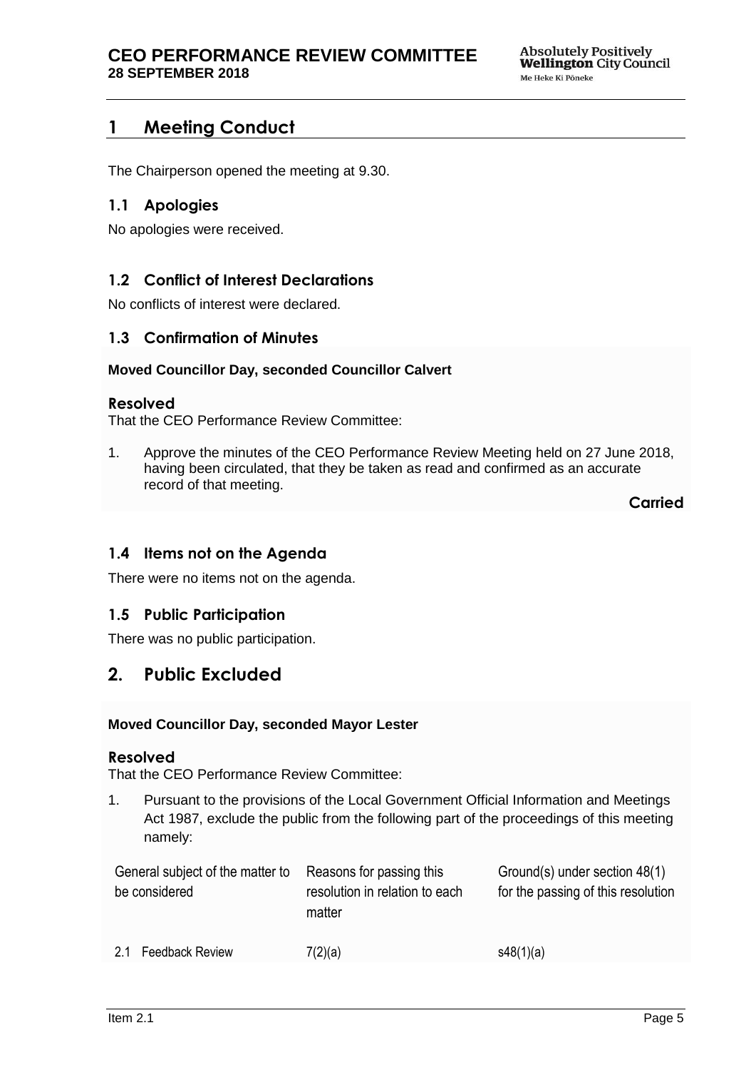# 1 Meeting Conduct

The Chairperson opened the meeting at 9.30.

## 1.1 Apologies

No apologies were received.

## 1.2 Conflict of Interest Declarations

No conflicts of interest were declared.

## 1.3 Confirmation of Minutes

**Moved Councillor Day, seconded Councillor Calvert**

**Resolved**

That the CEO Performance Review Committee:

1. Approve the minutes of the CEO Performance Review Meeting held on 27 June 2018, having been circulated, that they be taken as read and confirmed as an accurate record of that meeting.

**Carried**

## 1.4 Items not on the Agenda

There were no items not on the agenda.

## 1.5 Public Participation

There was no public participation.

# 2. Public Excluded

**Moved Councillor Day, seconded Mayor Lester**

**Resolved**

That the CEO Performance Review Committee:

1. Pursuant to the provisions of the Local Government Official Information and Meetings Act 1987, exclude the public from the following part of the proceedings of this meeting namely:

| General subject of the matter to be considered | Reasons for passing this resolution in relation to each matter | Ground(s) under section 48(1) for the passing of this resolution |
|---|---|---|
| 2.1 Feedback Review | 7(2)(a) | s48(1)(a) |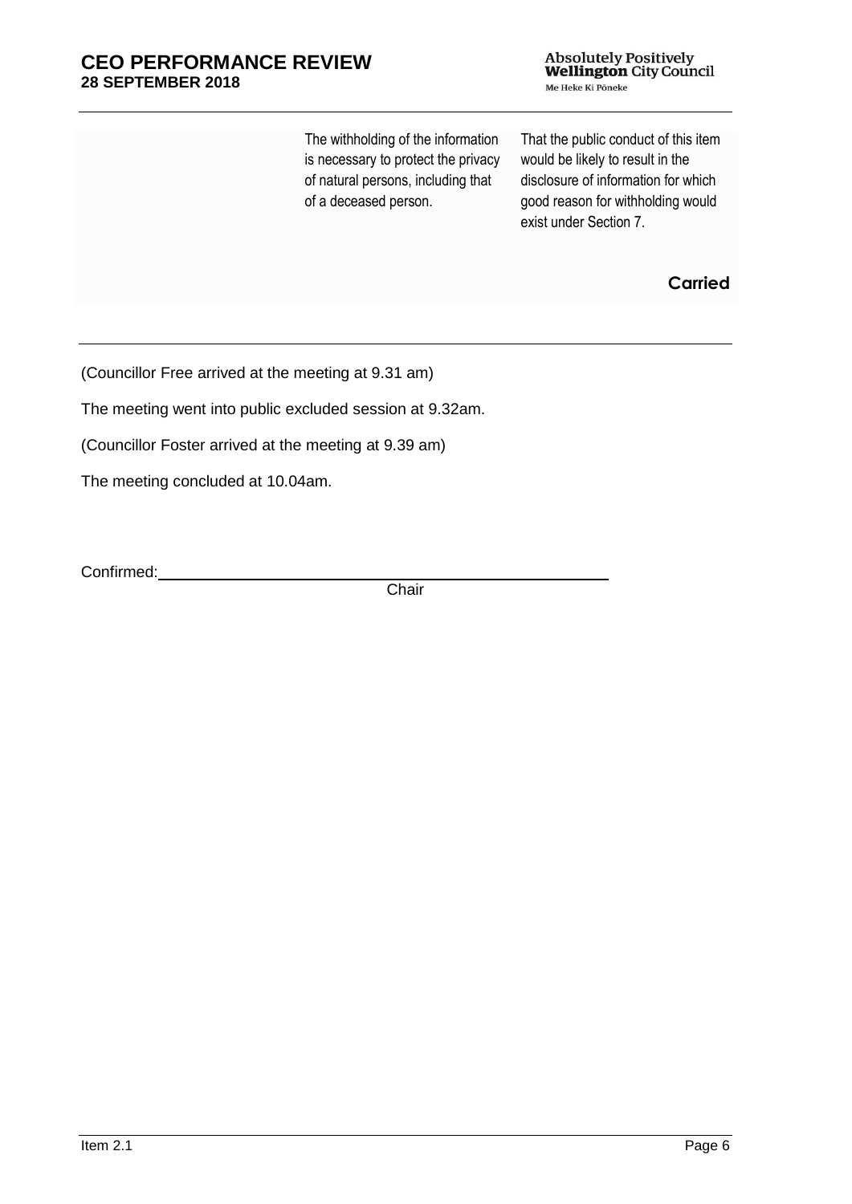| | | |
|---|---|---|
| | The withholding of the information is necessary to protect the privacy of natural persons, including that of a deceased person. | That the public conduct of this item would be likely to result in the disclosure of information for which good reason for withholding would exist under Section 7. |

**Carried**

(Councillor Free arrived at the meeting at 9.31 am)

The meeting went into public excluded session at 9.32am.

(Councillor Foster arrived at the meeting at 9.39 am)

The meeting concluded at 10.04am.

Confirmed: ______________________________________________

Chair